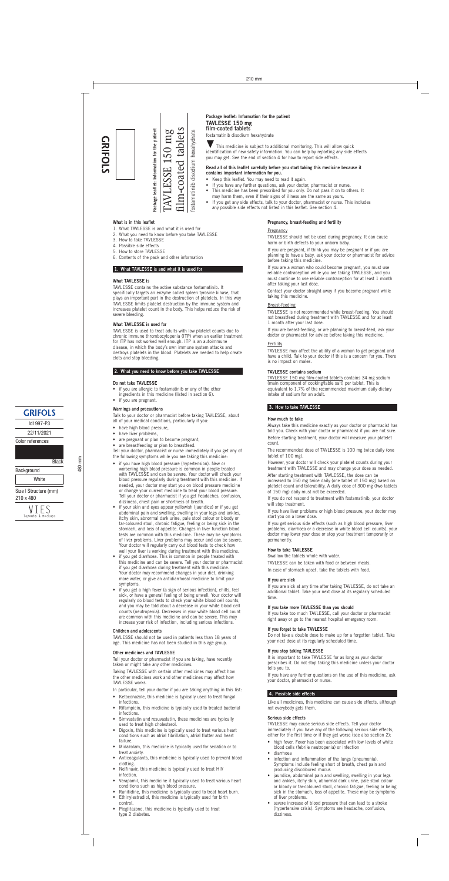# Package leaflet: Information for the patient

## TAVLESSE 150 mg film-coated tablets

fostamatinib disodium hexahydrate

▼ This medicine is subject to additional monitoring. This will allow quick identification of new safety information. You can help by reporting any side effects you may get. See the end of section 4 for how to report side effects.

**Read all of this leaflet carefully before you start taking this medicine because it contains important information for you.**

- Keep this leaflet. You may need to read it again.
- If you have any further questions, ask your doctor, pharmacist or nurse.
- This medicine has been prescribed for you only. Do not pass it on to others. It may harm them, even if their signs of illness are the same as yours.
- If you get any side effects, talk to your doctor, pharmacist or nurse. This includes any possible side effects not listed in this leaflet. See section 4.

### What is in this leaflet

1. What TAVLESSE is and what it is used for
2. What you need to know before you take TAVLESSE
3. How to take TAVLESSE
4. Possible side effects
5. How to store TAVLESSE
6. Contents of the pack and other information

## 1. What TAVLESSE is and what it is used for

### What TAVLESSE is

TAVLESSE contains the active substance fostamatinib. It specifically targets an enzyme called spleen tyrosine kinase, that plays an important part in the destruction of platelets. In this way TAVLESSE limits platelet destruction by the immune system and increases platelet count in the body. This helps reduce the risk of severe bleeding.

### What TAVLESSE is used for

TAVLESSE is used to treat adults with low platelet counts due to chronic immune thrombocytopenia (ITP) when an earlier treatment for ITP has not worked well enough. ITP is an autoimmune disease, in which the body's own immune system attacks and destroys platelets in the blood. Platelets are needed to help create clots and stop bleeding.

## 2. What you need to know before you take TAVLESSE

### Do not take TAVLESSE

- if you are allergic to fostamatinib or any of the other ingredients in this medicine (listed in section 6).
- if you are pregnant.

### Warnings and precautions

Talk to your doctor or pharmacist before taking TAVLESSE, about all of your medical conditions, particularly if you:

- have high blood pressure,
- have liver problems,
- are pregnant or plan to become pregnant,
- are breastfeeding or plan to breastfeed.

Tell your doctor, pharmacist or nurse immediately if you get any of the following symptoms while you are taking this medicine:

- if you have high blood pressure (hypertension). New or worsening high blood pressure is common in people treated with TAVLESSE and can be severe. Your doctor will check your blood pressure regularly during treatment with this medicine. If needed, your doctor may start you on blood pressure medicine or change your current medicine to treat your blood pressure. Tell your doctor or pharmacist if you get headaches, confusion, dizziness, chest pain or shortness of breath.
- if your skin and eyes appear yellowish (jaundice) or if you get abdominal pain and swelling, swelling in your legs and ankles, itchy skin, abnormal dark urine, pale stool colour or bloody or tar-coloured stool, chronic fatigue, feeling or being sick in the stomach, and loss of appetite. Changes in liver function blood tests are common with this medicine. These may be symptoms of liver problems. Liver problems may occur and can be severe. Your doctor will regularly carry out blood tests to check how well your liver is working during treatment with this medicine.
- if you get diarrhoea. This is common in people treated with this medicine and can be severe. Tell your doctor or pharmacist if you get diarrhoea during treatment with this medicine. Your doctor may recommend changes in your diet, drinking more water, or give an antidiarrhoeal medicine to limit your symptoms.
- if you get a high fever (a sign of serious infection), chills, feel sick, or have a general feeling of being unwell. Your doctor will regularly do blood tests to check your white blood cell counts, and you may be told about a decrease in your white blood cell counts (neutropenia). Decreases in your white blood cell count are common with this medicine and can be severe. This may increase your risk of infection, including serious infections.

### Children and adolescents

TAVLESSE should not be used in patients less than 18 years of age. This medicine has not been studied in this age group.

### Other medicines and TAVLESSE

Tell your doctor or pharmacist if you are taking, have recently taken or might take any other medicines.

Taking TAVLESSE with certain other medicines may affect how the other medicines work and other medicines may affect how TAVLESSE works.

In particular, tell your doctor if you are taking anything in this list:

- Ketoconazole, this medicine is typically used to treat fungal infections.
- Rifampicin, this medicine is typically used to treated bacterial infections.
- Simvastatin and rosuvastatin, these medicines are typically used to treat high cholesterol.
- Digoxin, this medicine is typically used to treat various heart conditions such as atrial fibrillation, atrial flutter and heart failure.
- Midazolam, this medicine is typically used for sedation or to treat anxiety.
- Anticoagulants, this medicine is typically used to prevent blood clotting.
- Nelfinavir, this medicine is typically used to treat HIV infection.
- Verapamil, this medicine it typically used to treat various heart conditions such as high blood pressure.
- Ranitidine, this medicine is typically used to treat heart burn.
- Ethinylestradiol, this medicine is typically used for birth control.
- Pioglitazone, this medicine is typically used to treat type 2 diabetes.

### Pregnancy, breast-feeding and fertility

Pregnancy

TAVLESSE should not be used during pregnancy. It can cause harm or birth defects to your unborn baby.

If you are pregnant, if you think you may be pregnant or if you are planning to have a baby, ask your doctor or pharmacist for advice before taking this medicine.

If you are a woman who could become pregnant, you must use reliable contraception while you are taking TAVLESSE, and you must continue to use reliable contraception for at least 1 month after taking your last dose.

Contact your doctor straight away if you become pregnant while taking this medicine.

Breast-feeding

TAVLESSE is not recommended while breast-feeding. You should not breastfeed during treatment with TAVLESSE and for at least 1 month after your last dose.

If you are breast-feeding, or are planning to breast-feed, ask your doctor or pharmacist for advice before taking this medicine.

Fertility

TAVLESSE may affect the ability of a woman to get pregnant and have a child. Talk to your doctor if this is a concern for you. There is no impact on males.

### TAVLESSE contains sodium

TAVLESSE 150 mg film-coated tablets contains 34 mg sodium (main component of cooking/table salt) per tablet. This is equivalent to 1.7% of the recommended maximum daily dietary intake of sodium for an adult.

## 3. How to take TAVLESSE

### How much to take

Always take this medicine exactly as your doctor or pharmacist has told you. Check with your doctor or pharmacist if you are not sure.

Before starting treatment, your doctor will measure your platelet count.

The recommended dose of TAVLESSE is 100 mg twice daily (one tablet of 100 mg).

However, your doctor will check your platelet counts during your treatment with TAVLESSE and may change your dose as needed.

After starting treatment with TAVLESSE, the dose can be increased to 150 mg twice daily (one tablet of 150 mg) based on platelet count and tolerability. A daily dose of 300 mg (two tablets of 150 mg) daily must not be exceeded.

If you do not respond to treatment with fostamatinib, your doctor will stop treatment.

If you have liver problems or high blood pressure, your doctor may start you on a lower dose.

If you get serious side effects (such as high blood pressure, liver problems, diarrhoea or a decrease in white blood cell counts), your doctor may lower your dose or stop your treatment temporarily or permanently.

### How to take TAVLESSE

Swallow the tablets whole with water.

TAVLESSE can be taken with food or between meals.

In case of stomach upset, take the tablets with food.

### If you are sick

If you are sick at any time after taking TAVLESSE, do not take an additional tablet. Take your next dose at its regularly scheduled time.

### If you take more TAVLESSE than you should

If you take too much TAVLESSE, call your doctor or pharmacist right away or go to the nearest hospital emergency room.

### If you forget to take TAVLESSE

Do not take a double dose to make up for a forgotten tablet. Take your next dose at its regularly scheduled time.

### If you stop taking TAVLESSE

It is important to take TAVLESSE for as long as your doctor prescribes it. Do not stop taking this medicine unless your doctor tells you to.

If you have any further questions on the use of this medicine, ask your doctor, pharmacist or nurse.

## 4. Possible side effects

Like all medicines, this medicine can cause side effects, although not everybody gets them.

### Serious side effects

TAVLESSE may cause serious side effects. Tell your doctor immediately if you have any of the following serious side effects, either for the first time or if they get worse (see also section 2):

- high fever. Fever has been associated with low levels of white blood cells (febrile neutropenia) or infection
- diarrhoea
- infection and inflammation of the lungs (pneumonia). Symptoms include feeling short of breath, chest pain and producing discoloured mucus
- jaundice, abdominal pain and swelling, swelling in your legs and ankles, itchy skin, abnormal dark urine, pale stool colour or bloody or tar-coloured stool, chronic fatigue, feeling or being sick in the stomach, loss of appetite. These may be symptoms of liver problems.
- severe increase of blood pressure that can lead to a stroke (hypertensive crisis). Symptoms are headache, confusion, dizziness.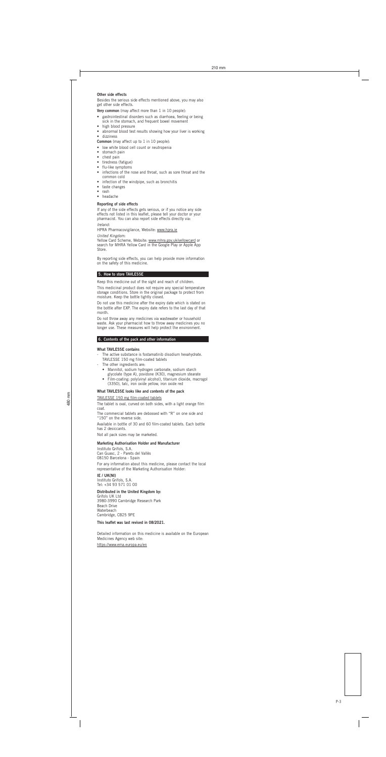### Other side effects

Besides the serious side effects mentioned above, you may also get other side effects.

**Very common** (may affect more than 1 in 10 people):

- gastrointestinal disorders such as diarrhoea, feeling or being sick in the stomach, and frequent bowel movement
- high blood pressure
- abnormal blood test results showing how your liver is working
- dizziness

**Common** (may affect up to 1 in 10 people):

- low white blood cell count or neutropenia
- stomach pain
- chest pain
- tiredness (fatigue)
- flu-like symptoms
- infections of the nose and throat, such as sore throat and the common cold
- infection of the windpipe, such as bronchitis
- taste changes
- rash
- headache

### Reporting of side effects

If any of the side effects gets serious, or if you notice any side effects not listed in this leaflet, please tell your doctor or your pharmacist. You can also report side effects directly via:

*Ireland:*

HPRA Pharmacovigilance, Website: www.hpra.ie

*United Kingdom:*

Yellow Card Scheme, Website: www.mhra.gov.uk/yellowcard or search for MHRA Yellow Card in the Google Play or Apple App Store.

By reporting side effects, you can help provide more information on the safety of this medicine.

## 5. How to store TAVLESSE

Keep this medicine out of the sight and reach of children.

This medicinal product does not require any special temperature storage conditions. Store in the original package to protect from moisture. Keep the bottle tightly closed.

Do not use this medicine after the expiry date which is stated on the bottle after EXP. The expiry date refers to the last day of that month.

Do not throw away any medicines via wastewater or household waste. Ask your pharmacist how to throw away medicines you no longer use. These measures will help protect the environment.

## 6. Contents of the pack and other information

### What TAVLESSE contains

- The active substance is fostamatinib disodium hexahydrate. TAVLESSE 150 mg film-coated tablets
- The other ingredients are:
  - Mannitol, sodium hydrogen carbonate, sodium starch glycolate (type A), povidone (K30), magnesium stearate
  - Film-coating: polyvinyl alcohol), titanium dioxide, macrogol (3350), talc, iron oxide yellow, iron oxide red

### What TAVLESSE looks like and contents of the pack

TAVLESSE 150 mg film-coated tablets

The tablet is oval, curved on both sides, with a light orange film coat.

The commercial tablets are debossed with "R" on one side and "150" on the reverse side.

Available in bottle of 30 and 60 film-coated tablets. Each bottle has 2 desiccants.

Not all pack sizes may be marketed.

### Marketing Authorisation Holder and Manufacturer

Instituto Grifols, S.A.
Can Guasc, 2 - Parets del Vallès
08150 Barcelona - Spain

For any information about this medicine, please contact the local representative of the Marketing Authorisation Holder:

**IE / UK(NI)**
Instituto Grifols, S.A.
Tel: +34 93 571 01 00

**Distributed in the United Kingdom by:**
Grifols UK Ltd
3980-3990 Cambridge Research Park
Beach Drive
Waterbeach
Cambridge, CB25 9PE

**This leaflet was last revised in 08/2021.**

Detailed information on this medicine is available on the European Medicines Agency web site:
https://www.ema.europa.eu/en